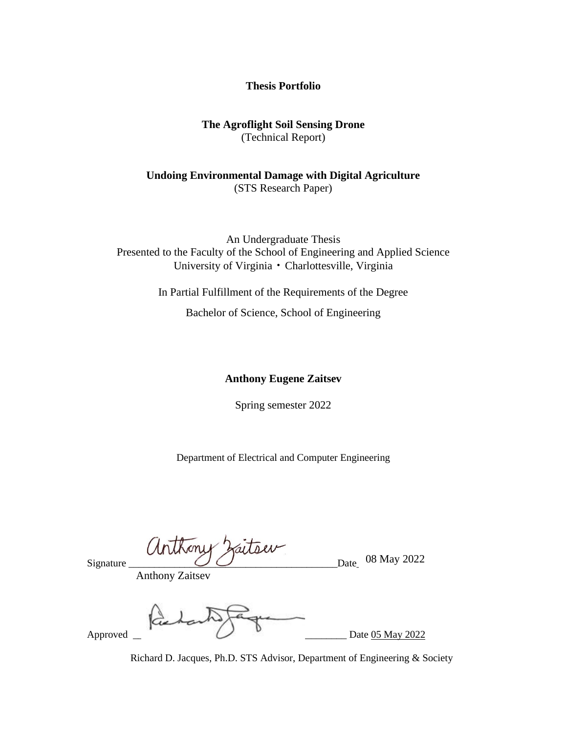**Thesis Portfolio**

**The Agroflight Soil Sensing Drone**
(Technical Report)

**Undoing Environmental Damage with Digital Agriculture**
(STS Research Paper)

An Undergraduate Thesis
Presented to the Faculty of the School of Engineering and Applied Science
University of Virginia • Charlottesville, Virginia

In Partial Fulfillment of the Requirements of the Degree

Bachelor of Science, School of Engineering

**Anthony Eugene Zaitsev**

Spring semester 2022

Department of Electrical and Computer Engineering

Signature ________________________________________Date 08 May 2022
Anthony Zaitsev

Approved ________________________________________ Date 05 May 2022

Richard D. Jacques, Ph.D. STS Advisor, Department of Engineering & Society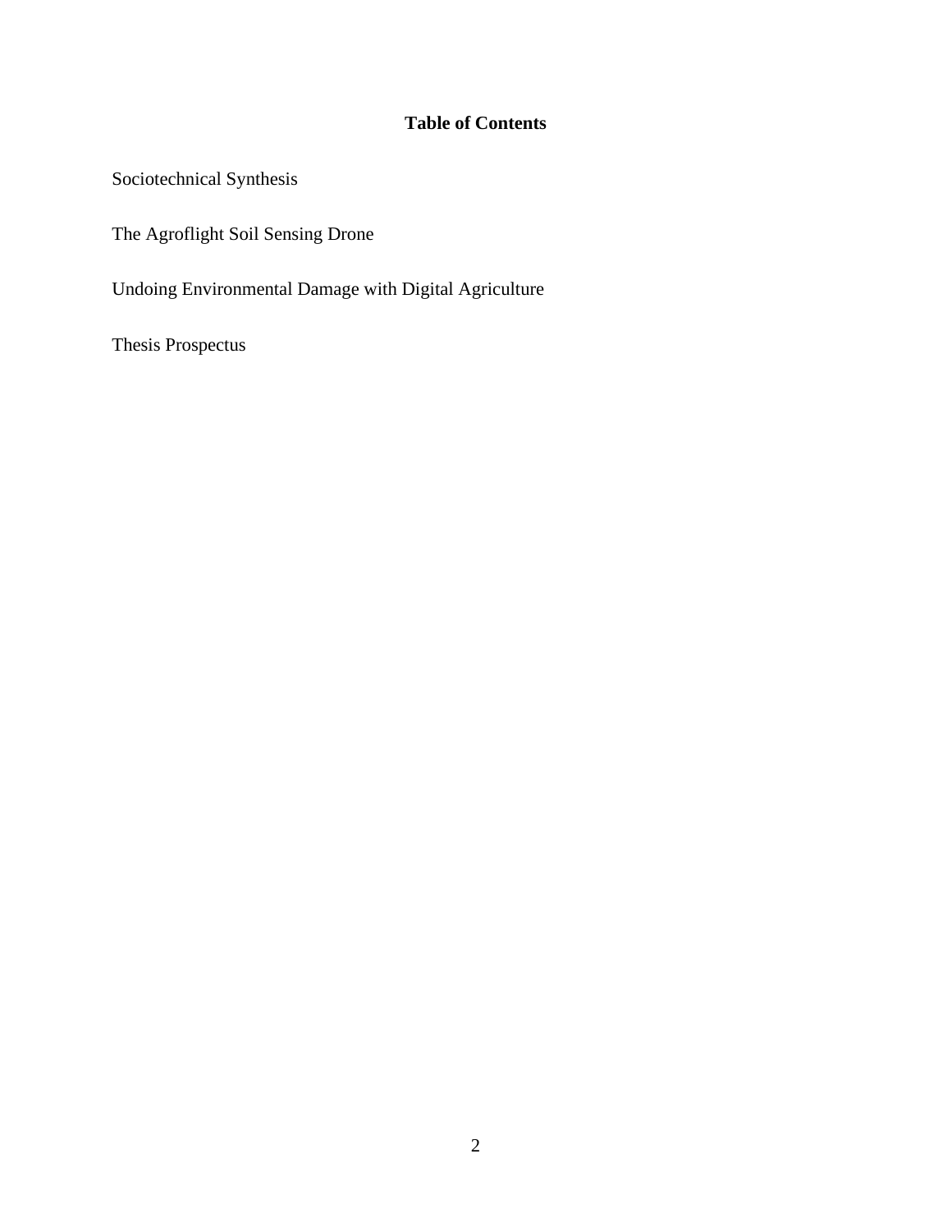## Table of Contents

Sociotechnical Synthesis

The Agroflight Soil Sensing Drone

Undoing Environmental Damage with Digital Agriculture

Thesis Prospectus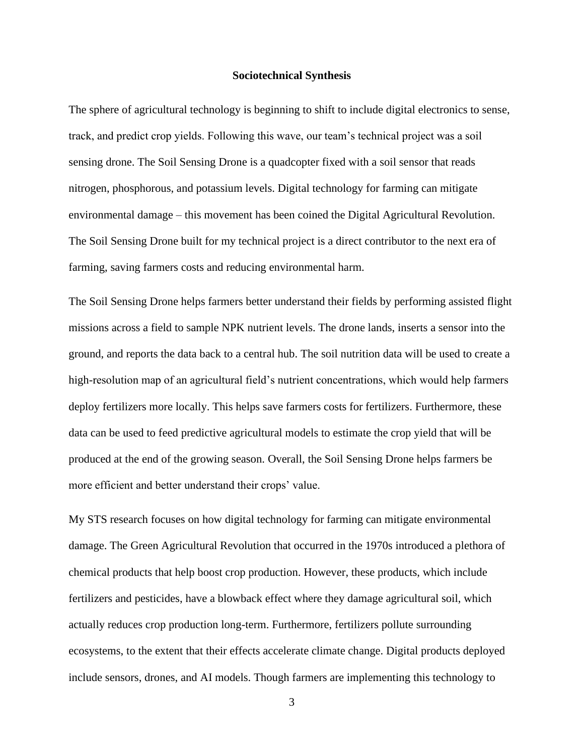**Sociotechnical Synthesis**

The sphere of agricultural technology is beginning to shift to include digital electronics to sense, track, and predict crop yields. Following this wave, our team's technical project was a soil sensing drone. The Soil Sensing Drone is a quadcopter fixed with a soil sensor that reads nitrogen, phosphorous, and potassium levels. Digital technology for farming can mitigate environmental damage – this movement has been coined the Digital Agricultural Revolution. The Soil Sensing Drone built for my technical project is a direct contributor to the next era of farming, saving farmers costs and reducing environmental harm.

The Soil Sensing Drone helps farmers better understand their fields by performing assisted flight missions across a field to sample NPK nutrient levels. The drone lands, inserts a sensor into the ground, and reports the data back to a central hub. The soil nutrition data will be used to create a high-resolution map of an agricultural field's nutrient concentrations, which would help farmers deploy fertilizers more locally. This helps save farmers costs for fertilizers. Furthermore, these data can be used to feed predictive agricultural models to estimate the crop yield that will be produced at the end of the growing season. Overall, the Soil Sensing Drone helps farmers be more efficient and better understand their crops' value.

My STS research focuses on how digital technology for farming can mitigate environmental damage. The Green Agricultural Revolution that occurred in the 1970s introduced a plethora of chemical products that help boost crop production. However, these products, which include fertilizers and pesticides, have a blowback effect where they damage agricultural soil, which actually reduces crop production long-term. Furthermore, fertilizers pollute surrounding ecosystems, to the extent that their effects accelerate climate change. Digital products deployed include sensors, drones, and AI models. Though farmers are implementing this technology to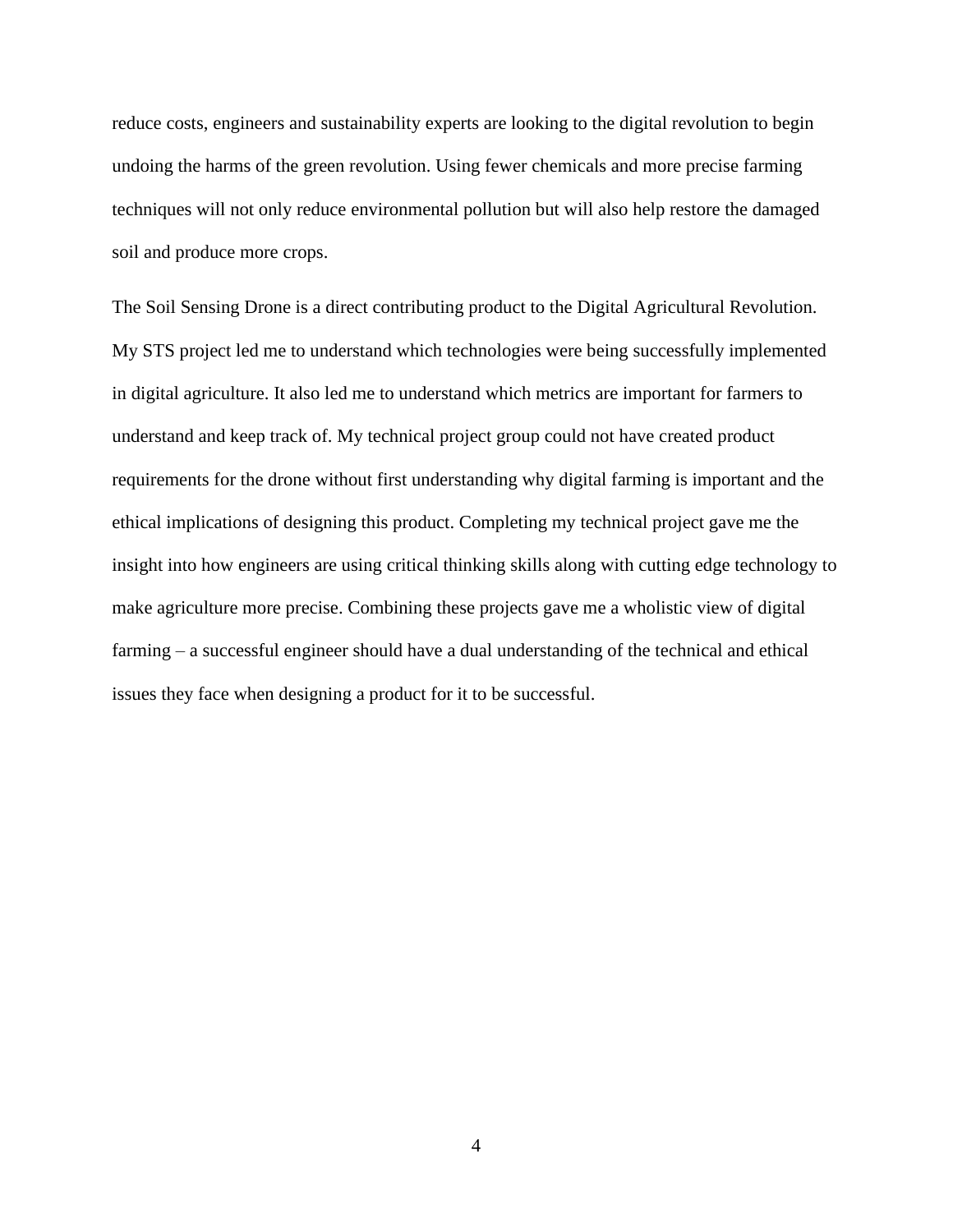reduce costs, engineers and sustainability experts are looking to the digital revolution to begin undoing the harms of the green revolution. Using fewer chemicals and more precise farming techniques will not only reduce environmental pollution but will also help restore the damaged soil and produce more crops.

The Soil Sensing Drone is a direct contributing product to the Digital Agricultural Revolution. My STS project led me to understand which technologies were being successfully implemented in digital agriculture. It also led me to understand which metrics are important for farmers to understand and keep track of. My technical project group could not have created product requirements for the drone without first understanding why digital farming is important and the ethical implications of designing this product. Completing my technical project gave me the insight into how engineers are using critical thinking skills along with cutting edge technology to make agriculture more precise. Combining these projects gave me a wholistic view of digital farming – a successful engineer should have a dual understanding of the technical and ethical issues they face when designing a product for it to be successful.